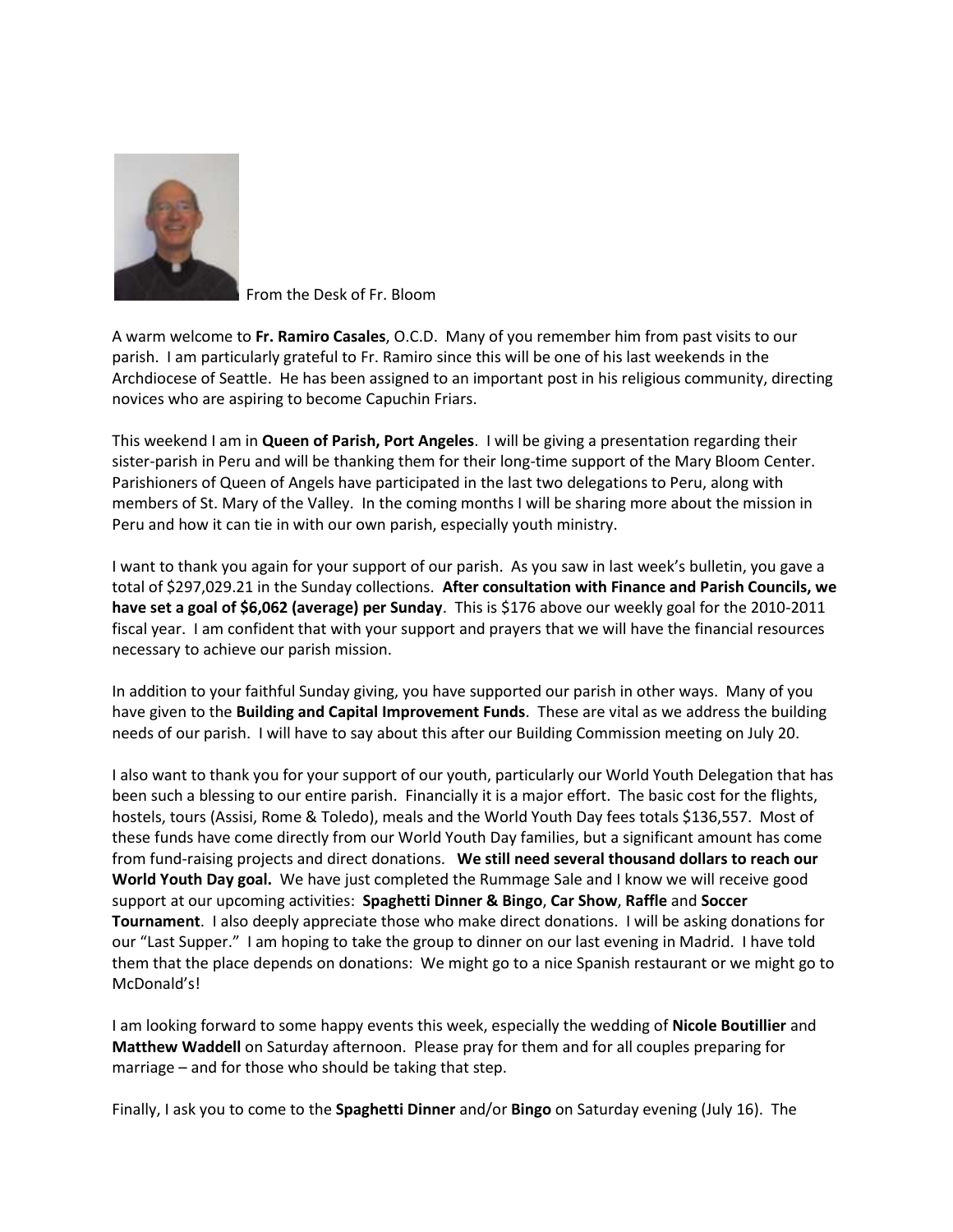From the Desk of Fr. Bloom

A warm welcome to **Fr. Ramiro Casales**, O.C.D. Many of you remember him from past visits to our parish. I am particularly grateful to Fr. Ramiro since this will be one of his last weekends in the Archdiocese of Seattle. He has been assigned to an important post in his religious community, directing novices who are aspiring to become Capuchin Friars.

This weekend I am in **Queen of Parish, Port Angeles**. I will be giving a presentation regarding their sister-parish in Peru and will be thanking them for their long-time support of the Mary Bloom Center. Parishioners of Queen of Angels have participated in the last two delegations to Peru, along with members of St. Mary of the Valley. In the coming months I will be sharing more about the mission in Peru and how it can tie in with our own parish, especially youth ministry.

I want to thank you again for your support of our parish. As you saw in last week's bulletin, you gave a total of $297,029.21 in the Sunday collections. **After consultation with Finance and Parish Councils, we have set a goal of $6,062 (average) per Sunday**. This is $176 above our weekly goal for the 2010-2011 fiscal year. I am confident that with your support and prayers that we will have the financial resources necessary to achieve our parish mission.

In addition to your faithful Sunday giving, you have supported our parish in other ways. Many of you have given to the **Building and Capital Improvement Funds**. These are vital as we address the building needs of our parish. I will have to say about this after our Building Commission meeting on July 20.

I also want to thank you for your support of our youth, particularly our World Youth Delegation that has been such a blessing to our entire parish. Financially it is a major effort. The basic cost for the flights, hostels, tours (Assisi, Rome & Toledo), meals and the World Youth Day fees totals $136,557. Most of these funds have come directly from our World Youth Day families, but a significant amount has come from fund-raising projects and direct donations. **We still need several thousand dollars to reach our World Youth Day goal.** We have just completed the Rummage Sale and I know we will receive good support at our upcoming activities: **Spaghetti Dinner & Bingo**, **Car Show**, **Raffle** and **Soccer Tournament**. I also deeply appreciate those who make direct donations. I will be asking donations for our "Last Supper." I am hoping to take the group to dinner on our last evening in Madrid. I have told them that the place depends on donations: We might go to a nice Spanish restaurant or we might go to McDonald's!

I am looking forward to some happy events this week, especially the wedding of **Nicole Boutillier** and **Matthew Waddell** on Saturday afternoon. Please pray for them and for all couples preparing for marriage – and for those who should be taking that step.

Finally, I ask you to come to the **Spaghetti Dinner** and/or **Bingo** on Saturday evening (July 16). The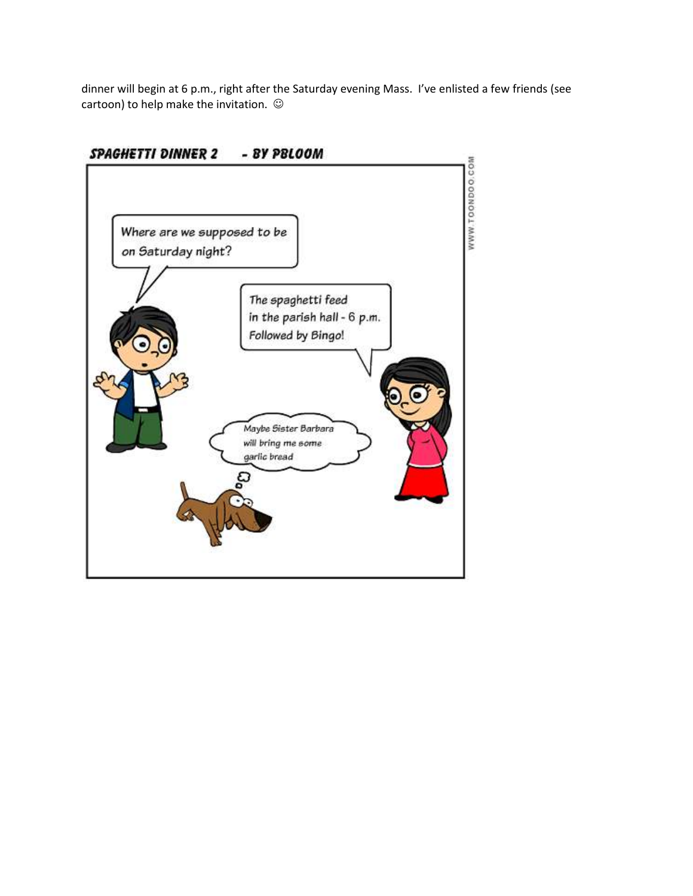dinner will begin at 6 p.m., right after the Saturday evening Mass. I've enlisted a few friends (see cartoon) to help make the invitation. ☺

**SPAGHETTI DINNER 2 - BY PBLOOM**

Where are we supposed to be on Saturday night?

The spaghetti feed in the parish hall - 6 p.m. Followed by Bingo!

Maybe Sister Barbara will bring me some garlic bread

WWW.TOONDOO.COM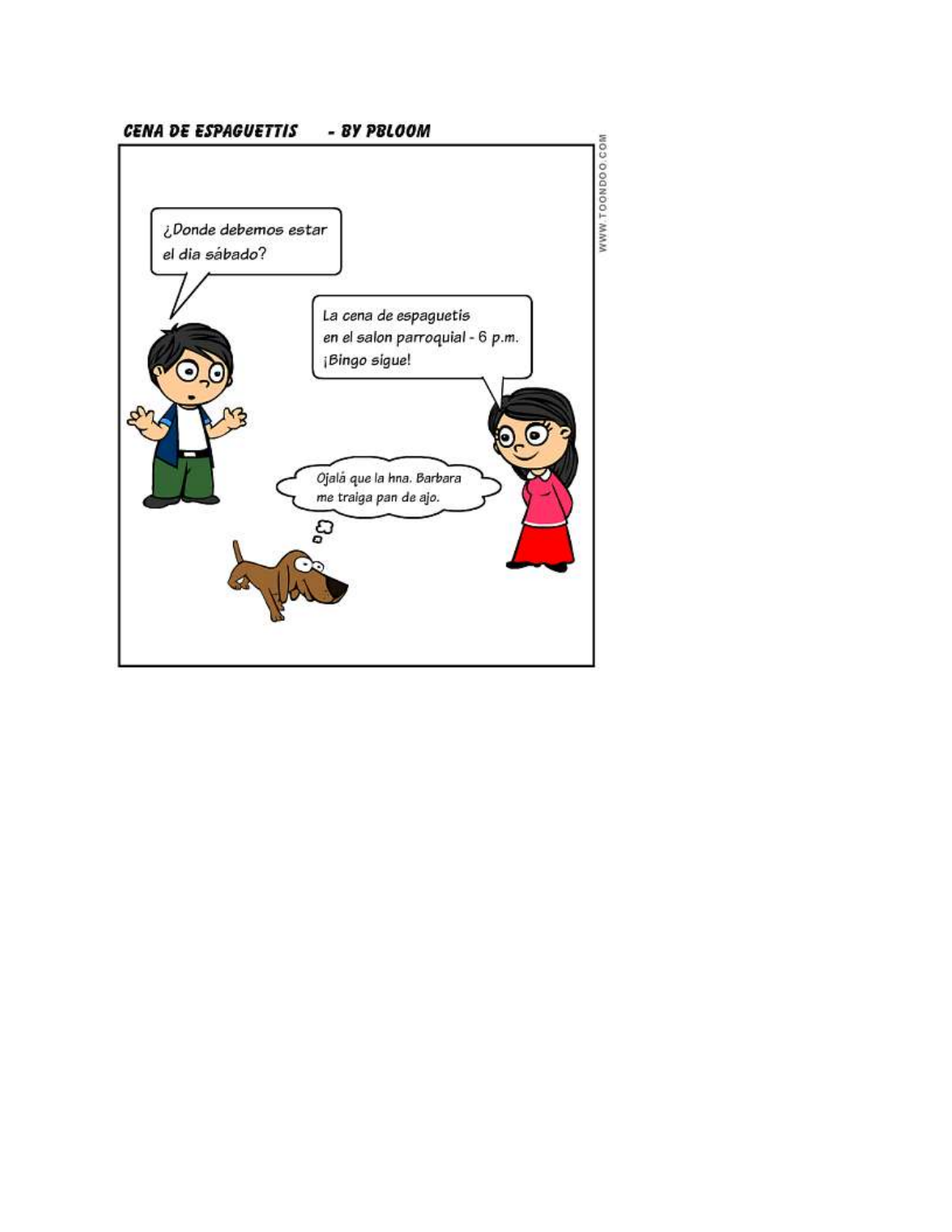**CENA DE ESPAGUETTIS - BY PBLOOM**

¿Donde debemos estar el dia sábado?

La cena de espaguetis en el salon parroquial - 6 p.m. ¡Bingo sigue!

Ojalá que la hna. Barbara me traiga pan de ajo.

WWW.TOONDOO.COM